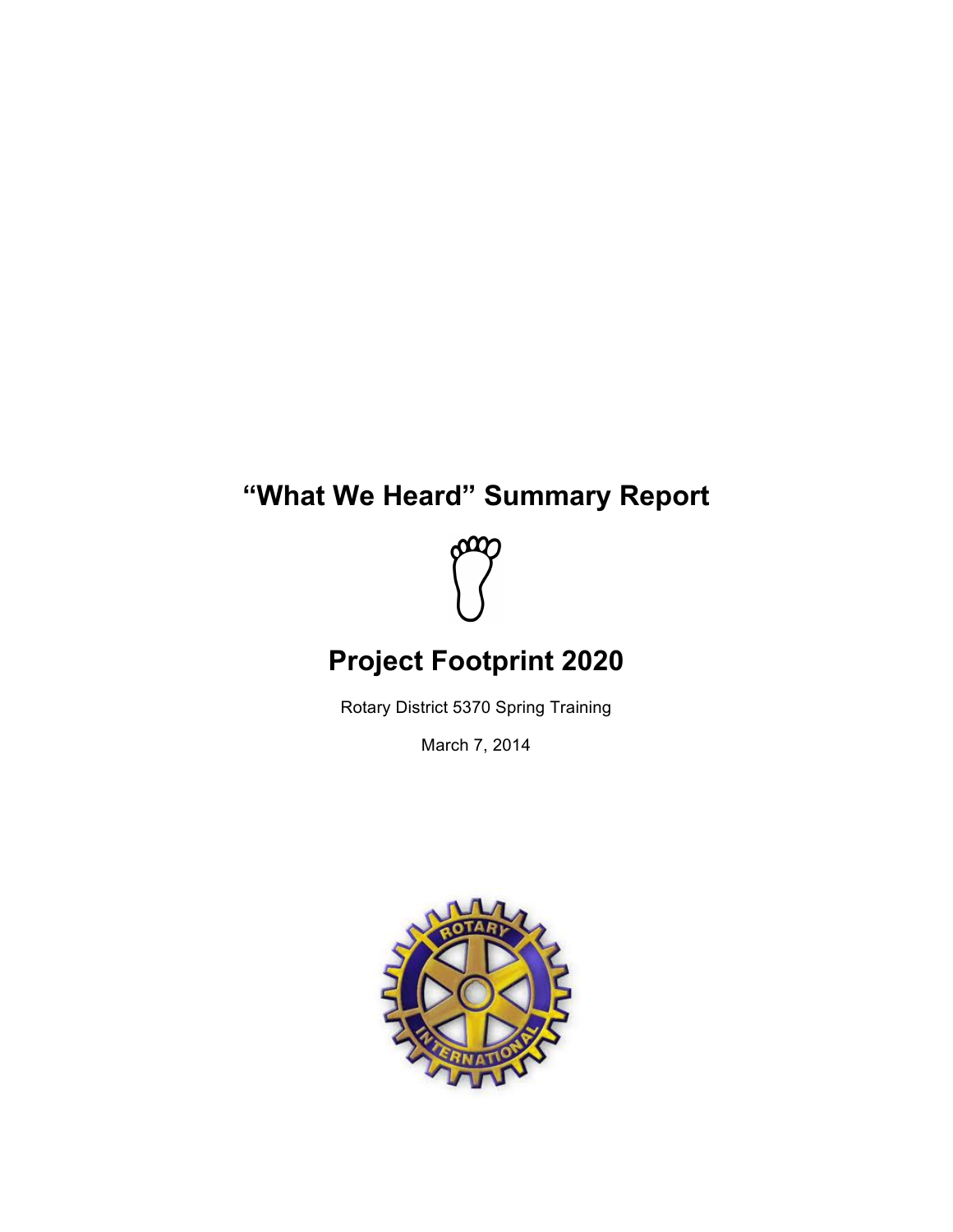# "What We Heard" Summary Report

# Project Footprint 2020

Rotary District 5370 Spring Training

March 7, 2014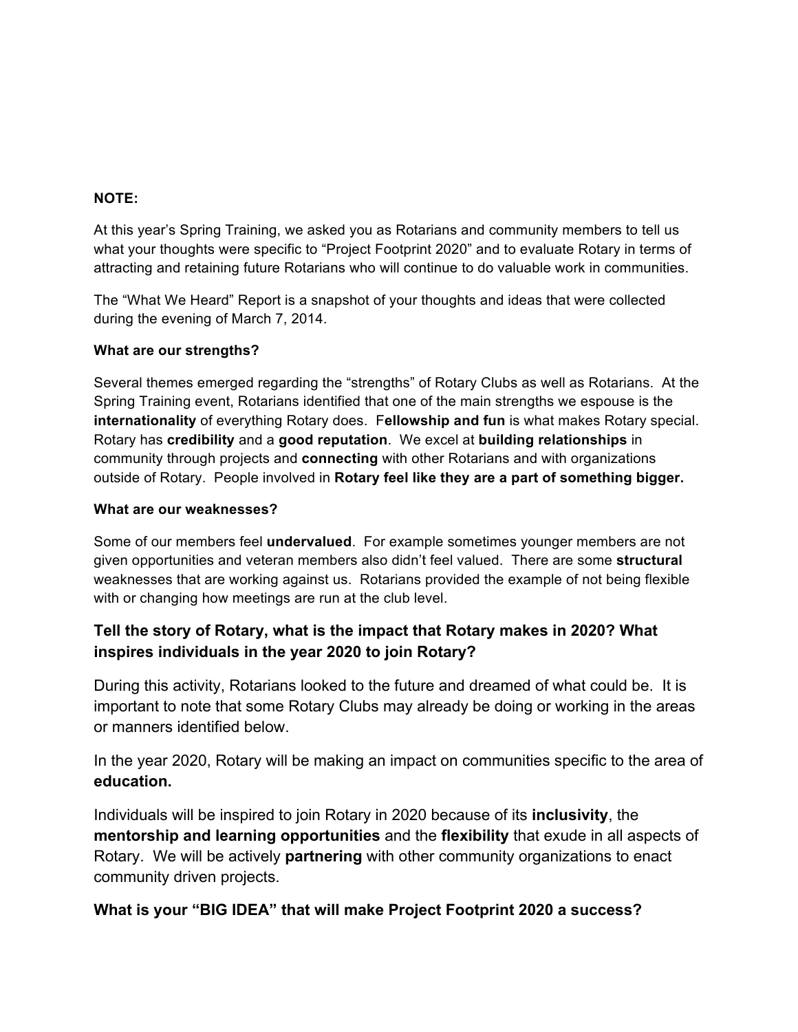**NOTE:**

At this year's Spring Training, we asked you as Rotarians and community members to tell us what your thoughts were specific to "Project Footprint 2020" and to evaluate Rotary in terms of attracting and retaining future Rotarians who will continue to do valuable work in communities.

The "What We Heard" Report is a snapshot of your thoughts and ideas that were collected during the evening of March 7, 2014.

**What are our strengths?**

Several themes emerged regarding the "strengths" of Rotary Clubs as well as Rotarians. At the Spring Training event, Rotarians identified that one of the main strengths we espouse is the **internationality** of everything Rotary does. F**ellowship and fun** is what makes Rotary special. Rotary has **credibility** and a **good reputation**. We excel at **building relationships** in community through projects and **connecting** with other Rotarians and with organizations outside of Rotary. People involved in **Rotary feel like they are a part of something bigger.**

**What are our weaknesses?**

Some of our members feel **undervalued**. For example sometimes younger members are not given opportunities and veteran members also didn't feel valued. There are some **structural** weaknesses that are working against us. Rotarians provided the example of not being flexible with or changing how meetings are run at the club level.

### Tell the story of Rotary, what is the impact that Rotary makes in 2020? What inspires individuals in the year 2020 to join Rotary?

During this activity, Rotarians looked to the future and dreamed of what could be. It is important to note that some Rotary Clubs may already be doing or working in the areas or manners identified below.

In the year 2020, Rotary will be making an impact on communities specific to the area of **education.**

Individuals will be inspired to join Rotary in 2020 because of its **inclusivity**, the **mentorship and learning opportunities** and the **flexibility** that exude in all aspects of Rotary. We will be actively **partnering** with other community organizations to enact community driven projects.

### What is your "BIG IDEA" that will make Project Footprint 2020 a success?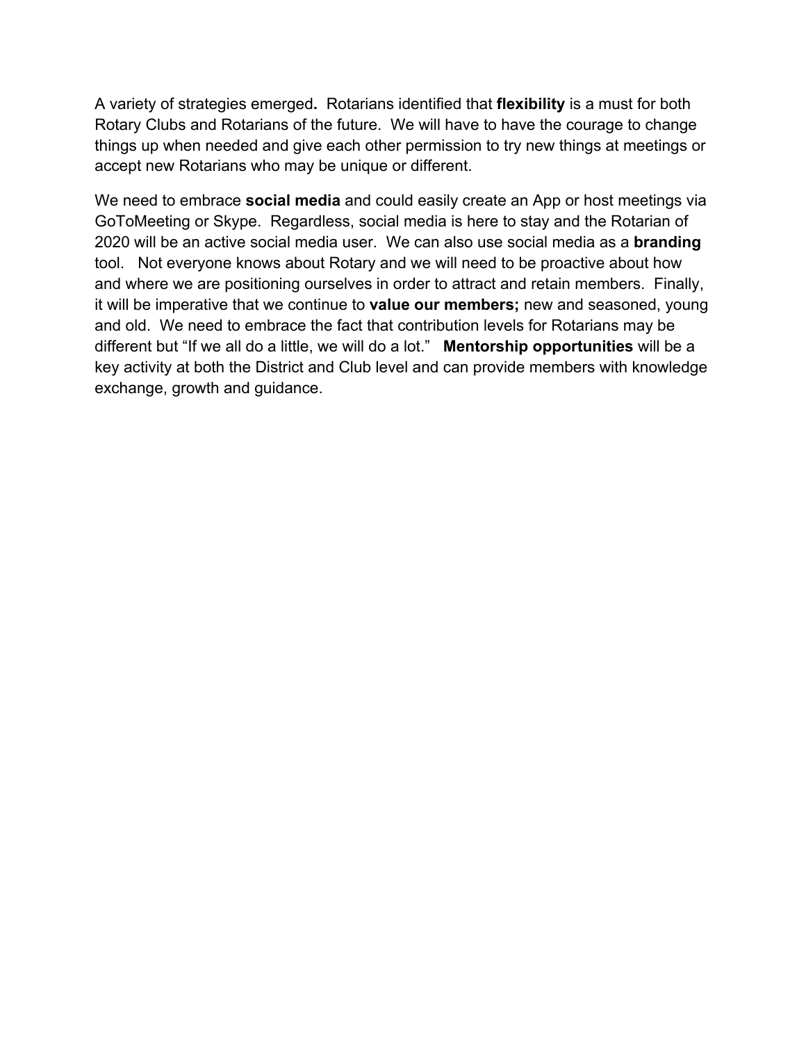A variety of strategies emerged**.** Rotarians identified that **flexibility** is a must for both Rotary Clubs and Rotarians of the future. We will have to have the courage to change things up when needed and give each other permission to try new things at meetings or accept new Rotarians who may be unique or different.

We need to embrace **social media** and could easily create an App or host meetings via GoToMeeting or Skype. Regardless, social media is here to stay and the Rotarian of 2020 will be an active social media user. We can also use social media as a **branding** tool. Not everyone knows about Rotary and we will need to be proactive about how and where we are positioning ourselves in order to attract and retain members. Finally, it will be imperative that we continue to **value our members;** new and seasoned, young and old. We need to embrace the fact that contribution levels for Rotarians may be different but "If we all do a little, we will do a lot." **Mentorship opportunities** will be a key activity at both the District and Club level and can provide members with knowledge exchange, growth and guidance.